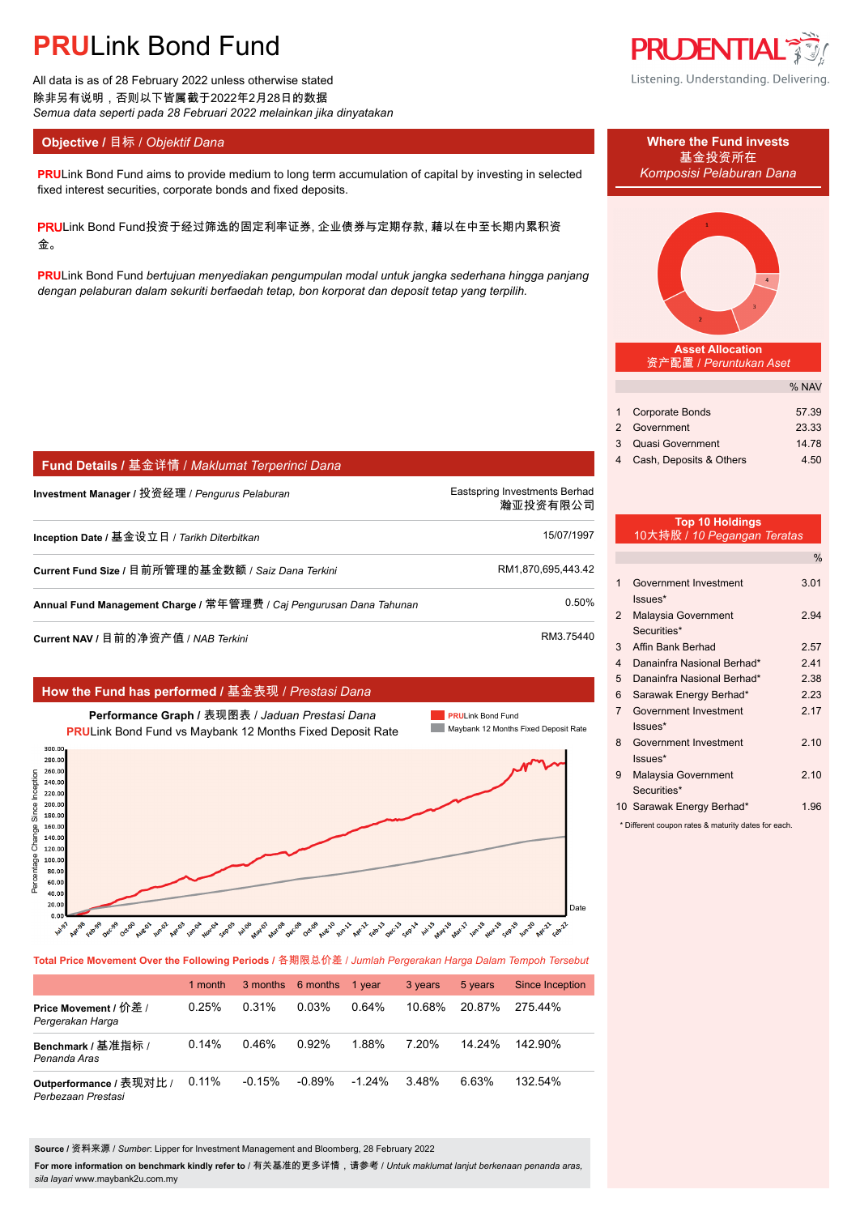# PRULink Bond Fund

All data is as of 28 February 2022 unless otherwise stated
除非另有说明，否则以下皆属截于2022年2月28日的数据
*Semua data seperti pada 28 Februari 2022 melainkan jika dinyatakan*

## Objective / 目标 / *Objektif Dana*

PRULink Bond Fund aims to provide medium to long term accumulation of capital by investing in selected fixed interest securities, corporate bonds and fixed deposits.

PRULink Bond Fund投资于经过筛选的固定利率证券, 企业债券与定期存款, 藉以在中至长期内累积资金。

PRULink Bond Fund *bertujuan menyediakan pengumpulan modal untuk jangka sederhana hingga panjang dengan pelaburan dalam sekuriti berfaedah tetap, bon korporat dan deposit tetap yang terpilih.*

## Where the Fund invests / 基金投资所在 / *Komposisi Pelaburan Dana*

### Asset Allocation / 资产配置 / *Peruntukan Aset*

| | | % NAV |
|---|---|---|
| 1 | Corporate Bonds | 57.39 |
| 2 | Government | 23.33 |
| 3 | Quasi Government | 14.78 |
| 4 | Cash, Deposits & Others | 4.50 |

### Top 10 Holdings / 10大持股 / *10 Pegangan Teratas*

| | | % |
|---|---|---|
| 1 | Government Investment Issues* | 3.01 |
| 2 | Malaysia Government Securities* | 2.94 |
| 3 | Affin Bank Berhad | 2.57 |
| 4 | Danainfra Nasional Berhad* | 2.41 |
| 5 | Danainfra Nasional Berhad* | 2.38 |
| 6 | Sarawak Energy Berhad* | 2.23 |
| 7 | Government Investment Issues* | 2.17 |
| 8 | Government Investment Issues* | 2.10 |
| 9 | Malaysia Government Securities* | 2.10 |
| 10 | Sarawak Energy Berhad* | 1.96 |

* Different coupon rates & maturity dates for each.

## Fund Details / 基金详情 / *Maklumat Terperinci Dana*

| | |
|---|---|
| **Investment Manager** / 投资经理 / *Pengurus Pelaburan* | Eastspring Investments Berhad 瀚亚投资有限公司 |
| **Inception Date** / 基金设立日 / *Tarikh Diterbitkan* | 15/07/1997 |
| **Current Fund Size** / 目前所管理的基金数额 / *Saiz Dana Terkini* | RM1,870,695,443.42 |
| **Annual Fund Management Charge** / 常年管理费 / *Caj Pengurusan Dana Tahunan* | 0.50% |
| **Current NAV** / 目前的净资产值 / *NAB Terkini* | RM3.75440 |

## How the Fund has performed / 基金表现 / *Prestasi Dana*

**Performance Graph** / 表现图表 / *Jaduan Prestasi Dana*
PRULink Bond Fund vs Maybank 12 Months Fixed Deposit Rate

**Total Price Movement Over the Following Periods** / 各期限总价差 / *Jumlah Pergerakan Harga Dalam Tempoh Tersebut*

| | 1 month | 3 months | 6 months | 1 year | 3 years | 5 years | Since Inception |
|---|---|---|---|---|---|---|---|
| **Price Movement** / 价差 / *Pergerakan Harga* | 0.25% | 0.31% | 0.03% | 0.64% | 10.68% | 20.87% | 275.44% |
| **Benchmark** / 基准指标 / *Penanda Aras* | 0.14% | 0.46% | 0.92% | 1.88% | 7.20% | 14.24% | 142.90% |
| **Outperformance** / 表现对比 / *Perbezaan Prestasi* | 0.11% | -0.15% | -0.89% | -1.24% | 3.48% | 6.63% | 132.54% |

**Source** / 资料来源 / *Sumber*: Lipper for Investment Management and Bloomberg, 28 February 2022

**For more information on benchmark kindly refer to** / 有关基准的更多详情，请参考 / *Untuk maklumat lanjut berkenaan penanda aras, sila layari* www.maybank2u.com.my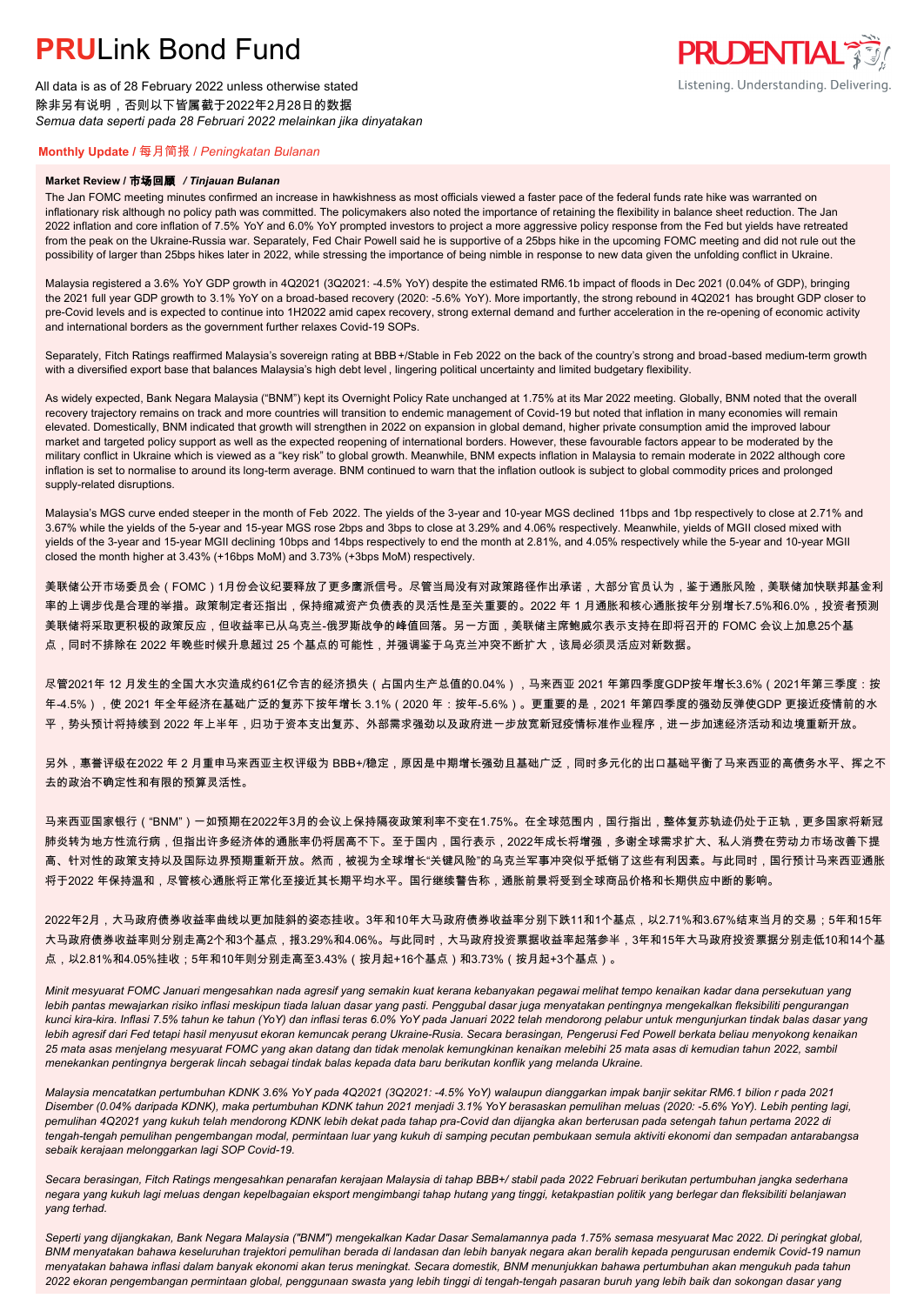# PRULink Bond Fund

All data is as of 28 February 2022 unless otherwise stated
除非另有说明，否则以下皆属截于2022年2月28日的数据
*Semua data seperti pada 28 Februari 2022 melainkan jika dinyatakan*

## Monthly Update / 每月简报 / *Peningkatan Bulanan*

### Market Review / 市场回顾 / *Tinjauan Bulanan*

The Jan FOMC meeting minutes confirmed an increase in hawkishness as most officials viewed a faster pace of the federal funds rate hike was warranted on inflationary risk although no policy path was committed. The policymakers also noted the importance of retaining the flexibility in balance sheet reduction. The Jan 2022 inflation and core inflation of 7.5% YoY and 6.0% YoY prompted investors to project a more aggressive policy response from the Fed but yields have retreated from the peak on the Ukraine-Russia war. Separately, Fed Chair Powell said he is supportive of a 25bps hike in the upcoming FOMC meeting and did not rule out the possibility of larger than 25bps hikes later in 2022, while stressing the importance of being nimble in response to new data given the unfolding conflict in Ukraine.

Malaysia registered a 3.6% YoY GDP growth in 4Q2021 (3Q2021: -4.5% YoY) despite the estimated RM6.1b impact of floods in Dec 2021 (0.04% of GDP), bringing the 2021 full year GDP growth to 3.1% YoY on a broad-based recovery (2020: -5.6% YoY). More importantly, the strong rebound in 4Q2021 has brought GDP closer to pre-Covid levels and is expected to continue into 1H2022 amid capex recovery, strong external demand and further acceleration in the re-opening of economic activity and international borders as the government further relaxes Covid-19 SOPs.

Separately, Fitch Ratings reaffirmed Malaysia's sovereign rating at BBB+/Stable in Feb 2022 on the back of the country's strong and broad-based medium-term growth with a diversified export base that balances Malaysia's high debt level, lingering political uncertainty and limited budgetary flexibility.

As widely expected, Bank Negara Malaysia ("BNM") kept its Overnight Policy Rate unchanged at 1.75% at its Mar 2022 meeting. Globally, BNM noted that the overall recovery trajectory remains on track and more countries will transition to endemic management of Covid-19 but noted that inflation in many economies will remain elevated. Domestically, BNM indicated that growth will strengthen in 2022 on expansion in global demand, higher private consumption amid the improved labour market and targeted policy support as well as the expected reopening of international borders. However, these favourable factors appear to be moderated by the military conflict in Ukraine which is viewed as a "key risk" to global growth. Meanwhile, BNM expects inflation in Malaysia to remain moderate in 2022 although core inflation is set to normalise to around its long-term average. BNM continued to warn that the inflation outlook is subject to global commodity prices and prolonged supply-related disruptions.

Malaysia's MGS curve ended steeper in the month of Feb 2022. The yields of the 3-year and 10-year MGS declined 11bps and 1bp respectively to close at 2.71% and 3.67% while the yields of the 5-year and 15-year MGS rose 2bps and 3bps to close at 3.29% and 4.06% respectively. Meanwhile, yields of MGII closed mixed with yields of the 3-year and 15-year MGII declining 10bps and 14bps respectively to end the month at 2.81%, and 4.05% respectively while the 5-year and 10-year MGII closed the month higher at 3.43% (+16bps MoM) and 3.73% (+3bps MoM) respectively.

美联储公开市场委员会（FOMC）1月份会议纪要释放了更多鹰派信号。尽管当局没有对政策路径作出承诺，大部分官员认为，鉴于通胀风险，美联储加快联邦基金利率的上调步伐是合理的举措。政策制定者还指出，保持缩减资产负债表的灵活性是至关重要的。2022 年 1 月通胀和核心通胀按年分别增长7.5%和6.0%，投资者预测美联储将采取更积极的政策反应，但收益率已从乌克兰-俄罗斯战争的峰值回落。另一方面，美联储主席鲍威尔表示支持在即将召开的 FOMC 会议上加息25个基点，同时不排除在 2022 年晚些时候升息超过 25 个基点的可能性，并强调鉴于乌克兰冲突不断扩大，该局必须灵活应对新数据。

尽管2021年 12 月发生的全国大水灾造成约61亿令吉的经济损失（占国内生产总值的0.04%），马来西亚 2021 年第四季度GDP按年增长3.6%（2021年第三季度：按年-4.5%），使 2021 年全年经济在基础广泛的复苏下按年增长 3.1%（2020 年：按年-5.6%）。更重要的是，2021 年第四季度的强劲反弹使GDP 更接近疫情前的水平，势头预计将持续到 2022 年上半年，归功于资本支出复苏、外部需求强劲以及政府进一步放宽新冠疫情标准作业程序，进一步加速经济活动和边境重新开放。

另外，惠誉评级在2022 年 2 月重申马来西亚主权评级为 BBB+/稳定，原因是中期增长强劲且基础广泛，同时多元化的出口基础平衡了马来西亚的高债务水平、挥之不去的政治不确定性和有限的预算灵活性。

马来西亚国家银行（"BNM"）一如预期在2022年3月的会议上保持隔夜政策利率不变在1.75%。在全球范围内，国行指出，整体复苏轨迹仍处于正轨，更多国家将新冠肺炎转为地方性流行病，但指出许多经济体的通胀率仍将居高不下。至于国内，国行表示，2022年成长将增强，多谢全球需求扩大、私人消费在劳动力市场改善下提高、针对性的政策支持以及国际边界预期重新开放。然而，被视为全球增长"关键风险"的乌克兰军事冲突似乎抵销了这些有利因素。与此同时，国行预计马来西亚通胀将于2022 年保持温和，尽管核心通胀将正常化至接近其长期平均水平。国行继续警告称，通胀前景将受到全球商品价格和长期供应中断的影响。

2022年2月，大马政府债券收益率曲线以更加陡斜的姿态挂收。3年和10年大马政府债券收益率分别下跌11和1个基点，以2.71%和3.67%结束当月的交易；5年和15年大马政府债券收益率则分别走高2个和3个基点，报3.29%和4.06%。与此同时，大马政府投资票据收益率起落参半，3年和15年大马政府投资票据分别走低10和14个基点，以2.81%和4.05%挂收；5年和10年则分别走高至3.43%（按月起+16个基点）和3.73%（按月起+3个基点）。

*Minit mesyuarat FOMC Januari mengesahkan nada agresif yang semakin kuat kerana kebanyakan pegawai melihat tempo kenaikan kadar dana persekutuan yang lebih pantas mewajarkan risiko inflasi meskipun tiada laluan dasar yang pasti. Penggubal dasar juga menyatakan pentingnya mengekalkan fleksibiliti pengurangan kunci kira-kira. Inflasi 7.5% tahun ke tahun (YoY) dan inflasi teras 6.0% YoY pada Januari 2022 telah mendorong pelabur untuk mengunjurkan tindak balas dasar yang lebih agresif dari Fed tetapi hasil menyusut ekoran kemuncak perang Ukraine-Rusia. Secara berasingan, Pengerusi Fed Powell berkata beliau menyokong kenaikan 25 mata asas menjelang mesyuarat FOMC yang akan datang dan tidak menolak kemungkinan kenaikan melebihi 25 mata asas di kemudian tahun 2022, sambil menekankan pentingnya bergerak lincah sebagai tindak balas kepada data baru berikutan konflik yang melanda Ukraine.*

*Malaysia mencatatkan pertumbuhan KDNK 3.6% YoY pada 4Q2021 (3Q2021: -4.5% YoY) walaupun dianggarkan impak banjir sekitar RM6.1 bilion r pada 2021 Disember (0.04% daripada KDNK), maka pertumbuhan KDNK tahun 2021 menjadi 3.1% YoY berasaskan pemulihan meluas (2020: -5.6% YoY). Lebih penting lagi, pemulihan 4Q2021 yang kukuh telah mendorong KDNK lebih dekat pada tahap pra-Covid dan dijangka akan berterusan pada setengah tahun pertama 2022 di tengah-tengah pemulihan pengembangan modal, permintaan luar yang kukuh di samping pecutan pembukaan semula aktiviti ekonomi dan sempadan antarabangsa sebaik kerajaan melonggarkan lagi SOP Covid-19.*

*Secara berasingan, Fitch Ratings mengesahkan penarafan kerajaan Malaysia di tahap BBB+/ stabil pada 2022 Februari berikutan pertumbuhan jangka sederhana negara yang kukuh lagi meluas dengan kepelbagaian eksport mengimbangi tahap hutang yang tinggi, ketakpastian politik yang berlegar dan fleksibiliti belanjawan yang terhad.*

*Seperti yang dijangkakan, Bank Negara Malaysia ("BNM") mengekalkan Kadar Dasar Semalamannya pada 1.75% semasa mesyuarat Mac 2022. Di peringkat global, BNM menyatakan bahawa keseluruhan trajektori pemulihan berada di landasan dan lebih banyak negara akan beralih kepada pengurusan endemik Covid-19 namun menyatakan bahawa inflasi dalam banyak ekonomi akan terus meningkat. Secara domestik, BNM menunjukkan bahawa pertumbuhan akan mengukuh pada tahun 2022 ekoran pengembangan permintaan global, penggunaan swasta yang lebih tinggi di tengah-tengah pasaran buruh yang lebih baik dan sokongan dasar yang*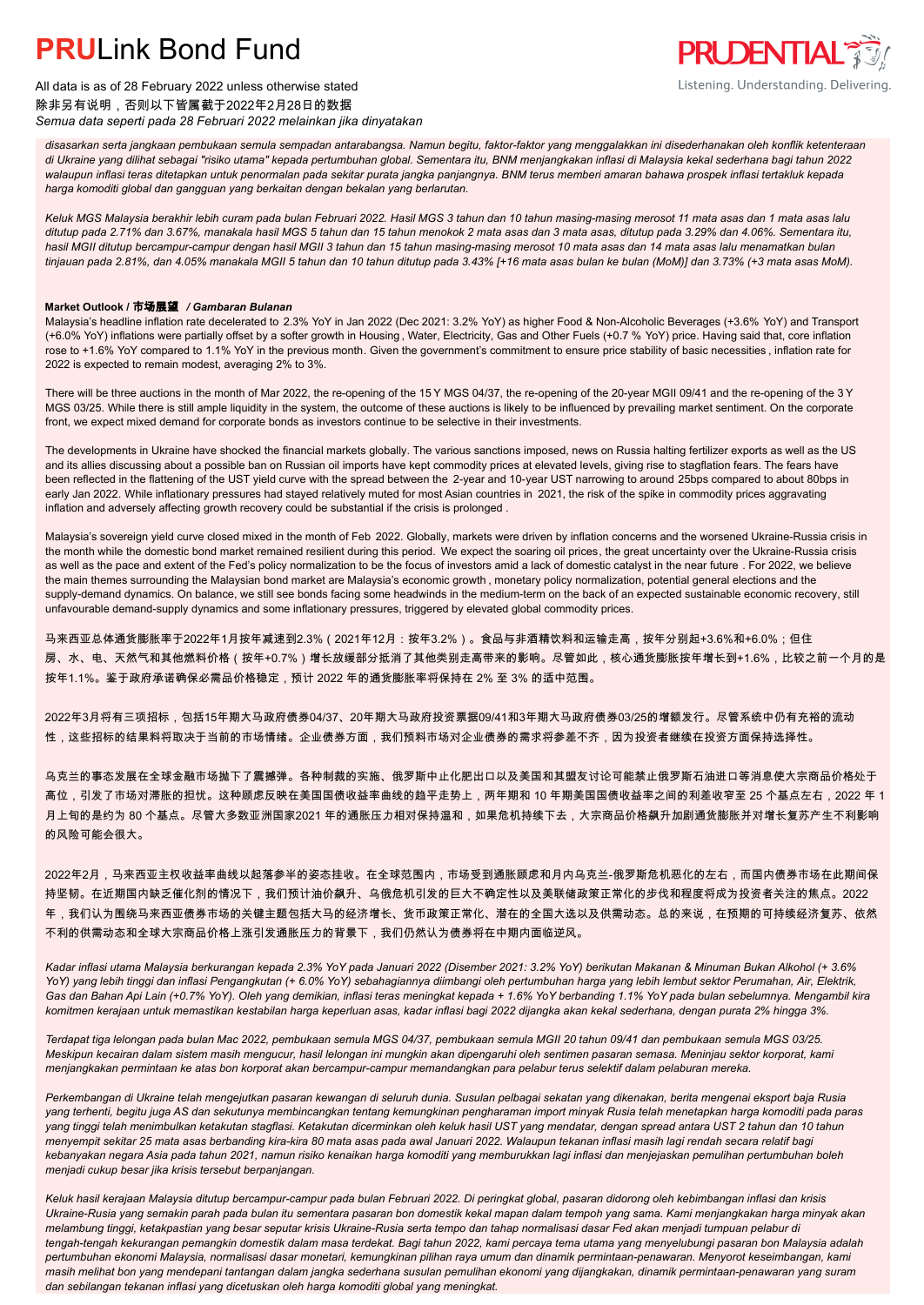*disasarkan serta jangkaan pembukaan semula sempadan antarabangsa. Namun begitu, faktor-faktor yang menggalakkan ini disederhanakan oleh konflik ketenteraan di Ukraine yang dilihat sebagai "risiko utama" kepada pertumbuhan global. Sementara itu, BNM menjangkakan inflasi di Malaysia kekal sederhana bagi tahun 2022 walaupun inflasi teras ditetapkan untuk penormalan pada sekitar purata jangka panjangnya. BNM terus memberi amaran bahawa prospek inflasi tertakluk kepada harga komoditi global dan gangguan yang berkaitan dengan bekalan yang berlarutan.*

*Keluk MGS Malaysia berakhir lebih curam pada bulan Februari 2022. Hasil MGS 3 tahun dan 10 tahun masing-masing merosot 11 mata asas dan 1 mata asas lalu ditutup pada 2.71% dan 3.67%, manakala hasil MGS 5 tahun dan 15 tahun menokok 2 mata asas dan 3 mata asas, ditutup pada 3.29% dan 4.06%. Sementara itu, hasil MGII ditutup bercampur-campur dengan hasil MGII 3 tahun dan 15 tahun masing-masing merosot 10 mata asas dan 14 mata asas lalu menamatkan bulan tinjauan pada 2.81%, dan 4.05% manakala MGII 5 tahun dan 10 tahun ditutup pada 3.43% [+16 mata asas bulan ke bulan (MoM)] dan 3.73% (+3 mata asas MoM).*

**Market Outlook / 市场展望** ***/ Gambaran Bulanan***

Malaysia's headline inflation rate decelerated to 2.3% YoY in Jan 2022 (Dec 2021: 3.2% YoY) as higher Food & Non-Alcoholic Beverages (+3.6% YoY) and Transport (+6.0% YoY) inflations were partially offset by a softer growth in Housing, Water, Electricity, Gas and Other Fuels (+0.7 % YoY) price. Having said that, core inflation rose to +1.6% YoY compared to 1.1% YoY in the previous month. Given the government's commitment to ensure price stability of basic necessities, inflation rate for 2022 is expected to remain modest, averaging 2% to 3%.

There will be three auctions in the month of Mar 2022, the re-opening of the 15 Y MGS 04/37, the re-opening of the 20-year MGII 09/41 and the re-opening of the 3 Y MGS 03/25. While there is still ample liquidity in the system, the outcome of these auctions is likely to be influenced by prevailing market sentiment. On the corporate front, we expect mixed demand for corporate bonds as investors continue to be selective in their investments.

The developments in Ukraine have shocked the financial markets globally. The various sanctions imposed, news on Russia halting fertilizer exports as well as the US and its allies discussing about a possible ban on Russian oil imports have kept commodity prices at elevated levels, giving rise to stagflation fears. The fears have been reflected in the flattening of the UST yield curve with the spread between the 2-year and 10-year UST narrowing to around 25bps compared to about 80bps in early Jan 2022. While inflationary pressures had stayed relatively muted for most Asian countries in 2021, the risk of the spike in commodity prices aggravating inflation and adversely affecting growth recovery could be substantial if the crisis is prolonged .

Malaysia's sovereign yield curve closed mixed in the month of Feb 2022. Globally, markets were driven by inflation concerns and the worsened Ukraine-Russia crisis in the month while the domestic bond market remained resilient during this period. We expect the soaring oil prices, the great uncertainty over the Ukraine-Russia crisis as well as the pace and extent of the Fed's policy normalization to be the focus of investors amid a lack of domestic catalyst in the near future . For 2022, we believe the main themes surrounding the Malaysian bond market are Malaysia's economic growth , monetary policy normalization, potential general elections and the supply-demand dynamics. On balance, we still see bonds facing some headwinds in the medium-term on the back of an expected sustainable economic recovery, still unfavourable demand-supply dynamics and some inflationary pressures, triggered by elevated global commodity prices.

马来西亚总体通货膨胀率于2022年1月按年减速到2.3%（2021年12月：按年3.2%）。食品与非酒精饮料和运输走高，按年分别起+3.6%和+6.0%；但住房、水、电、天然气和其他燃料价格（按年+0.7%）增长放缓部分抵消了其他类别走高带来的影响。尽管如此，核心通货膨胀按年增长到+1.6%，比较之前一个月的是按年1.1%。鉴于政府承诺确保必需品价格稳定，预计 2022 年的通货膨胀率将保持在 2% 至 3% 的适中范围。

2022年3月将有三项招标，包括15年期大马政府债券04/37、20年期大马政府投资票据09/41和3年期大马政府债券03/25的增额发行。尽管系统中仍有充裕的流动性，这些招标的结果料将取决于当前的市场情绪。企业债券方面，我们预料市场对企业债券的需求将参差不齐，因为投资者继续在投资方面保持选择性。

乌克兰的事态发展在全球金融市场抛下了震撼弹。各种制裁的实施、俄罗斯中止化肥出口以及美国和其盟友讨论可能禁止俄罗斯石油进口等消息使大宗商品价格处于高位，引发了市场对滞胀的担忧。这种顾虑反映在美国国债收益率曲线的趋平走势上，两年期和 10 年期美国国债收益率之间的利差收窄至 25 个基点左右，2022 年 1 月上旬的是约为 80 个基点。尽管大多数亚洲国家2021 年的通胀压力相对保持温和，如果危机持续下去，大宗商品价格飙升加剧通货膨胀并对增长复苏产生不利影响的风险可能会很大。

2022年2月，马来西亚主权收益率曲线以起落参半的姿态挂收。在全球范围内，市场受到通胀顾虑和月内乌克兰-俄罗斯危机恶化的左右，而国内债券市场在此期间保持坚韧。在近期国内缺乏催化剂的情况下，我们预计油价飙升、乌俄危机引发的巨大不确定性以及美联储政策正常化的步伐和程度将成为投资者关注的焦点。2022年，我们认为围绕马来西亚债券市场的关键主题包括大马的经济增长、货币政策正常化、潜在的全国大选以及供需动态。总的来说，在预期的可持续经济复苏、依然不利的供需动态和全球大宗商品价格上涨引发通胀压力的背景下，我们仍然认为债券将在中期内面临逆风。

*Kadar inflasi utama Malaysia berkurangan kepada 2.3% YoY pada Januari 2022 (Disember 2021: 3.2% YoY) berikutan Makanan & Minuman Bukan Alkohol (+ 3.6% YoY) yang lebih tinggi dan inflasi Pengangkutan (+ 6.0% YoY) sebahagiannya diimbangi oleh pertumbuhan harga yang lebih lembut sektor Perumahan, Air, Elektrik, Gas dan Bahan Api Lain (+0.7% YoY). Oleh yang demikian, inflasi teras meningkat kepada + 1.6% YoY berbanding 1.1% YoY pada bulan sebelumnya. Mengambil kira komitmen kerajaan untuk memastikan kestabilan harga keperluan asas, kadar inflasi bagi 2022 dijangka akan kekal sederhana, dengan purata 2% hingga 3%.*

*Terdapat tiga lelongan pada bulan Mac 2022, pembukaan semula MGS 04/37, pembukaan semula MGII 20 tahun 09/41 dan pembukaan semula MGS 03/25. Meskipun kecairan dalam sistem masih mencurah, hasil lelongan ini mungkin akan dipengaruhi oleh sentimen pasaran semasa. Meninjau sektor korporat, kami menjangkakan permintaan ke atas bon korporat akan bercampur-campur memandangkan para pelabur terus selektif dalam pelaburan mereka.*

*Perkembangan di Ukraine telah mengejutkan pasaran kewangan di seluruh dunia. Susulan pelbagai sekatan yang dikenakan, berita mengenai eksport baja Rusia yang terhenti, begitu juga AS dan sekutunya membincangkan tentang kemungkinan pengharaman import minyak Rusia telah menetapkan harga komoditi pada paras yang tinggi telah menimbulkan ketakutan stagflasi. Ketakutan dicerminkan oleh keluk hasil UST yang mendatar, dengan spread antara UST 2 tahun dan 10 tahun menyempit sekitar 25 mata asas berbanding kira-kira 80 mata asas pada awal Januari 2022. Walaupun tekanan inflasi masih lagi rendah secara relatif bagi kebanyakan negara Asia pada tahun 2021, namun risiko kenaikan harga komoditi yang memburukkan lagi inflasi dan menjejaskan pemulihan pertumbuhan boleh menjadi cukup besar jika krisis tersebut berpanjangan.*

*Keluk hasil kerajaan Malaysia ditutup bercampur-campur pada bulan Februari 2022. Di peringkat global, pasaran didorong oleh kebimbangan inflasi dan krisis Ukraine-Rusia yang semakin parah pada bulan ini sementara pasaran bon domestik kekal mapan dalam tempoh yang sama. Kami menjangkakan harga minyak akan melambung tinggi, ketakpastian yang besar seputar krisis Ukraine-Rusia serta tempo dan tahap normalisasi dasar Fed akan menjadi tumpuan pelabur di tengah-tengah kekurangan pemangkin domestik dalam masa terdekat. Bagi tahun 2022, kami percaya tema utama yang menyelubungi pasaran bon Malaysia adalah pertumbuhan ekonomi Malaysia, normalisasi dasar monetari, kemungkinan pilihan raya umum dan dinamik permintaan-penawaran. Menyorot keseimbangan, kami masih melihat bon yang mendepani tantangan dalam jangka sederhana susulan pemulihan ekonomi yang dijangkakan, dinamik permintaan-penawaran yang suram dan sebilangan tekanan inflasi yang dicetuskan oleh harga komoditi global yang meningkat.*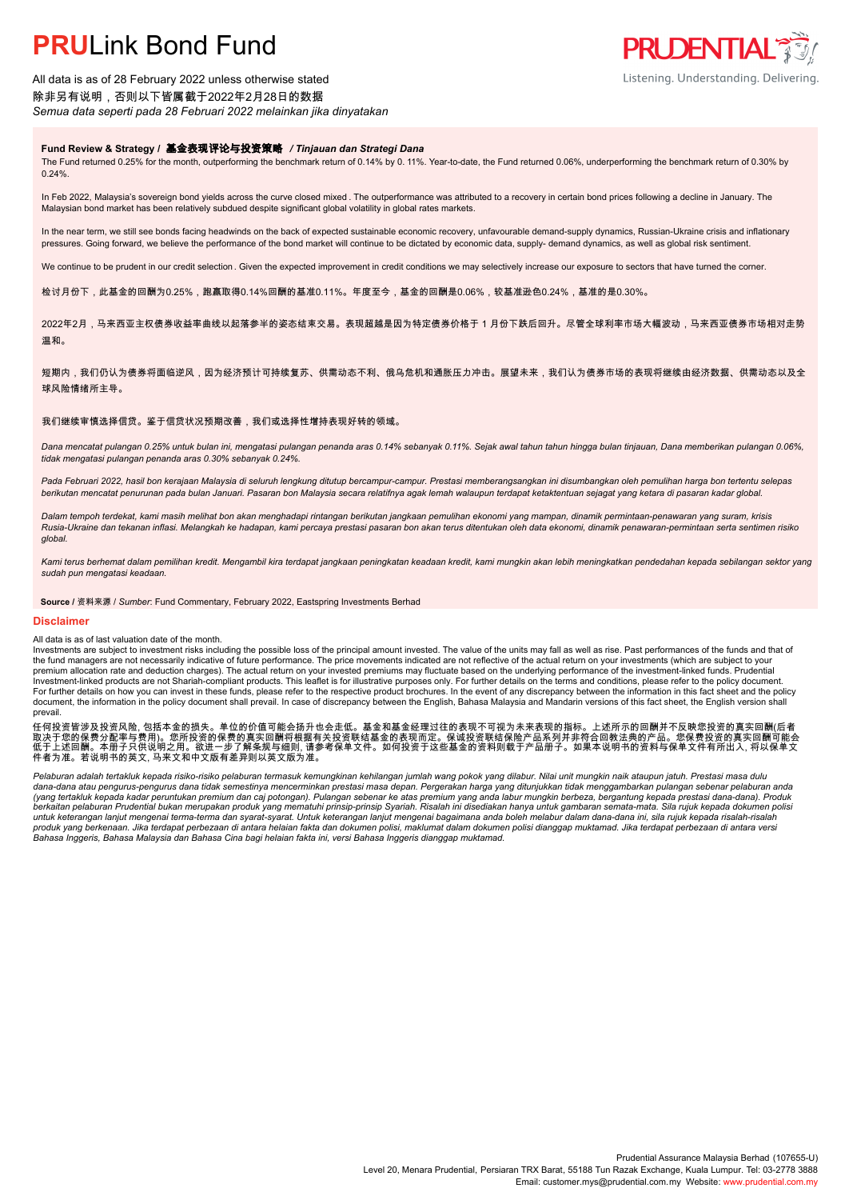# PRULink Bond Fund

All data is as of 28 February 2022 unless otherwise stated
除非另有说明，否则以下皆属截于2022年2月28日的数据
*Semua data seperti pada 28 Februari 2022 melainkan jika dinyatakan*

Listening. Understanding. Delivering.

**Fund Review & Strategy / 基金表现评论与投资策略 / *Tinjauan dan Strategi Dana***

The Fund returned 0.25% for the month, outperforming the benchmark return of 0.14% by 0. 11%. Year-to-date, the Fund returned 0.06%, underperforming the benchmark return of 0.30% by 0.24%.

In Feb 2022, Malaysia's sovereign bond yields across the curve closed mixed . The outperformance was attributed to a recovery in certain bond prices following a decline in January. The Malaysian bond market has been relatively subdued despite significant global volatility in global rates markets.

In the near term, we still see bonds facing headwinds on the back of expected sustainable economic recovery, unfavourable demand-supply dynamics, Russian-Ukraine crisis and inflationary pressures. Going forward, we believe the performance of the bond market will continue to be dictated by economic data, supply- demand dynamics, as well as global risk sentiment.

We continue to be prudent in our credit selection . Given the expected improvement in credit conditions we may selectively increase our exposure to sectors that have turned the corner.

检讨月份下，此基金的回酬为0.25%，跑赢取得0.14%回酬的基准0.11%。年度至今，基金的回酬是0.06%，较基准逊色0.24%，基准的是0.30%。

2022年2月，马来西亚主权债券收益率曲线以起落参半的姿态结束交易。表现超越是因为特定债券价格于 1 月份下跌后回升。尽管全球利率市场大幅波动，马来西亚债券市场相对走势温和。

短期内，我们仍认为债券将面临逆风，因为经济预计可持续复苏、供需动态不利、俄乌危机和通胀压力冲击。展望未来，我们认为债券市场的表现将继续由经济数据、供需动态以及全球风险情绪所主导。

我们继续审慎选择信贷。鉴于信贷状况预期改善，我们或选择性增持表现好转的领域。

*Dana mencatat pulangan 0.25% untuk bulan ini, mengatasi pulangan penanda aras 0.14% sebanyak 0.11%. Sejak awal tahun tahun hingga bulan tinjauan, Dana memberikan pulangan 0.06%, tidak mengatasi pulangan penanda aras 0.30% sebanyak 0.24%.*

*Pada Februari 2022, hasil bon kerajaan Malaysia di seluruh lengkung ditutup bercampur-campur. Prestasi memberangsangkan ini disumbangkan oleh pemulihan harga bon tertentu selepas berikutan mencatat penurunan pada bulan Januari. Pasaran bon Malaysia secara relatifnya agak lemah walaupun terdapat ketaktentuan sejagat yang ketara di pasaran kadar global.*

*Dalam tempoh terdekat, kami masih melihat bon akan menghadapi rintangan berikutan jangkaan pemulihan ekonomi yang mampan, dinamik permintaan-penawaran yang suram, krisis Rusia-Ukraine dan tekanan inflasi. Melangkah ke hadapan, kami percaya prestasi pasaran bon akan terus ditentukan oleh data ekonomi, dinamik penawaran-permintaan serta sentimen risiko global.*

*Kami terus berhemat dalam pemilihan kredit. Mengambil kira terdapat jangkaan peningkatan keadaan kredit, kami mungkin akan lebih meningkatkan pendedahan kepada sebilangan sektor yang sudah pun mengatasi keadaan.*

**Source** / 资料来源 / *Sumber*: Fund Commentary, February 2022, Eastspring Investments Berhad

## Disclaimer

All data is as of last valuation date of the month.
Investments are subject to investment risks including the possible loss of the principal amount invested. The value of the units may fall as well as rise. Past performances of the funds and that of the fund managers are not necessarily indicative of future performance. The price movements indicated are not reflective of the actual return on your investments (which are subject to your premium allocation rate and deduction charges). The actual return on your invested premiums may fluctuate based on the underlying performance of the investment-linked funds. Prudential Investment-linked products are not Shariah-compliant products. This leaflet is for illustrative purposes only. For further details on the terms and conditions, please refer to the policy document. For further details on how you can invest in these funds, please refer to the respective product brochures. In the event of any discrepancy between the information in this fact sheet and the policy document, the information in the policy document shall prevail. In case of discrepancy between the English, Bahasa Malaysia and Mandarin versions of this fact sheet, the English version shall prevail.

任何投资皆涉及投资风险, 包括本金的损失。单位的价值可能会扬升也会走低。基金和基金经理过往的表现不可视为未来表现的指标。上述所示的回酬并不反映您投资的真实回酬(后者取决于您的保费分配率与费用)。您所投资的保费的真实回酬将根据有关投资联结基金的表现而定。保诚投资联结保险产品系列并非符合回教法典的产品。您保费投资的真实回酬可能会低于上述回酬。本册子只供说明之用。欲进一步了解条规与细则, 请参考保单文件。如何投资于这些基金的资料则载于产品册子。如果本说明书的资料与保单文件有所出入, 将以保单文件者为准。若说明书的英文, 马来文和中文版有差异则以英文版为准。

*Pelaburan adalah tertakluk kepada risiko-risiko pelaburan termasuk kemungkinan kehilangan jumlah wang pokok yang dilabur. Nilai unit mungkin naik ataupun jatuh. Prestasi masa dulu dana-dana atau pengurus-pengurus dana tidak semestinya mencerminkan prestasi masa depan. Pergerakan harga yang ditunjukkan tidak menggambarkan pulangan sebenar pelaburan anda (yang tertakluk kepada kadar peruntukan premium dan caj potongan). Pulangan sebenar ke atas premium yang anda labur mungkin berbeza, bergantung kepada prestasi dana-dana). Produk berkaitan pelaburan Prudential bukan merupakan produk yang mematuhi prinsip-prinsip Syariah. Risalah ini disediakan hanya untuk gambaran semata-mata. Sila rujuk kepada dokumen polisi untuk keterangan lanjut mengenai terma-terma dan syarat-syarat. Untuk keterangan lanjut mengenai bagaimana anda boleh melabur dalam dana-dana ini, sila rujuk kepada risalah-risalah produk yang berkenaan. Jika terdapat perbezaan di antara helaian fakta dan dokumen polisi, maklumat dalam dokumen polisi dianggap muktamad. Jika terdapat perbezaan di antara versi Bahasa Inggeris, Bahasa Malaysia dan Bahasa Cina bagi helaian fakta ini, versi Bahasa Inggeris dianggap muktamad.*

Prudential Assurance Malaysia Berhad (107655-U)
Level 20, Menara Prudential, Persiaran TRX Barat, 55188 Tun Razak Exchange, Kuala Lumpur. Tel: 03-2778 3888
Email: customer.mys@prudential.com.my Website: www.prudential.com.my